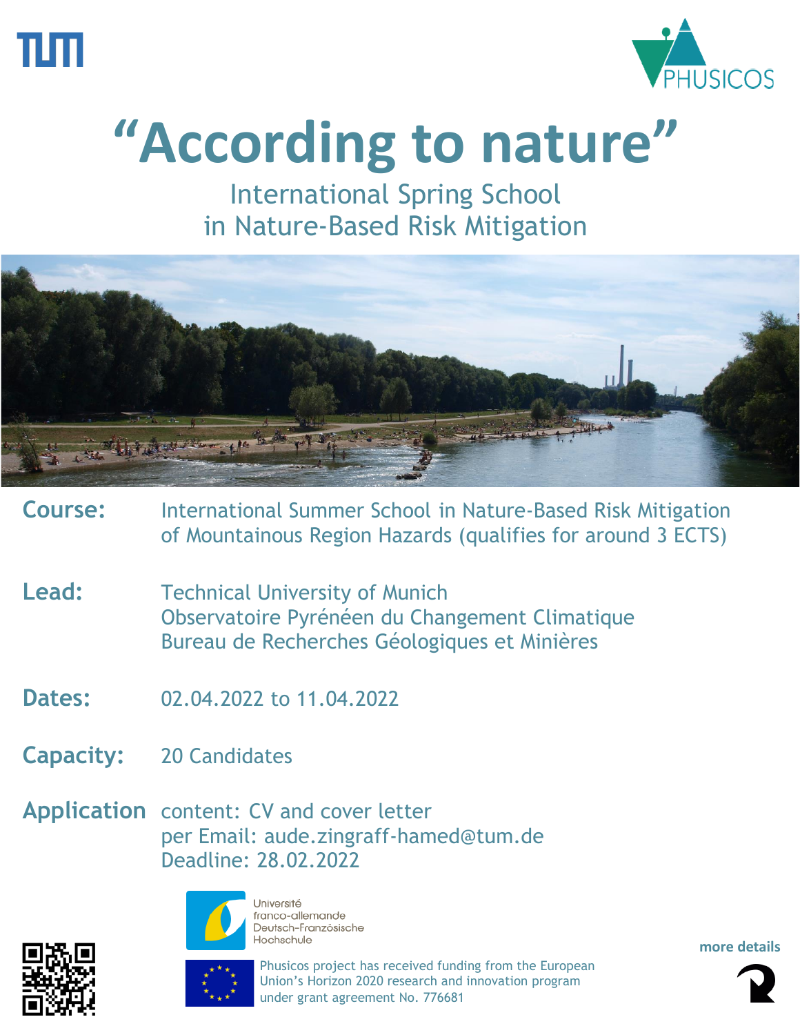# "According to nature"

## International Spring School in Nature-Based Risk Mitigation

**Course:** International Summer School in Nature-Based Risk Mitigation of Mountainous Region Hazards (qualifies for around 3 ECTS)

**Lead:** Technical University of Munich
Observatoire Pyrénéen du Changement Climatique
Bureau de Recherches Géologiques et Minières

**Dates:** 02.04.2022 to 11.04.2022

**Capacity:** 20 Candidates

**Application** content: CV and cover letter
per Email: aude.zingraff-hamed@tum.de
Deadline: 28.02.2022

Université franco-allemande
Deutsch-Französische Hochschule

Phusicos project has received funding from the European Union's Horizon 2020 research and innovation program under grant agreement No. 776681

more details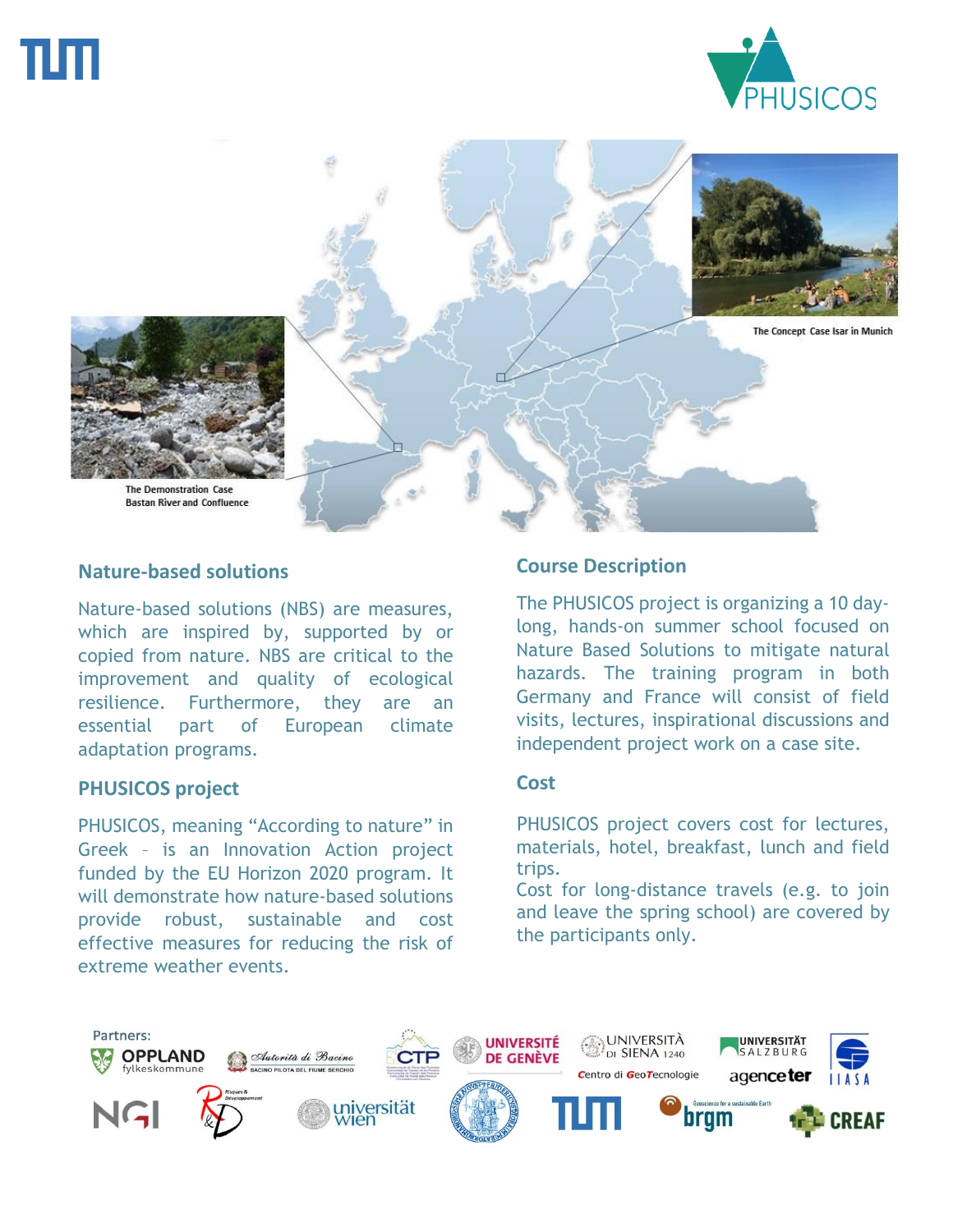The Concept Case Isar in Munich

The Demonstration Case
Bastan River and Confluence

## Nature-based solutions

Nature-based solutions (NBS) are measures, which are inspired by, supported by or copied from nature. NBS are critical to the improvement and quality of ecological resilience. Furthermore, they are an essential part of European climate adaptation programs.

## PHUSICOS project

PHUSICOS, meaning "According to nature" in Greek – is an Innovation Action project funded by the EU Horizon 2020 program. It will demonstrate how nature-based solutions provide robust, sustainable and cost effective measures for reducing the risk of extreme weather events.

## Course Description

The PHUSICOS project is organizing a 10 day-long, hands-on summer school focused on Nature Based Solutions to mitigate natural hazards. The training program in both Germany and France will consist of field visits, lectures, inspirational discussions and independent project work on a case site.

## Cost

PHUSICOS project covers cost for lectures, materials, hotel, breakfast, lunch and field trips.
Cost for long-distance travels (e.g. to join and leave the spring school) are covered by the participants only.

Partners: